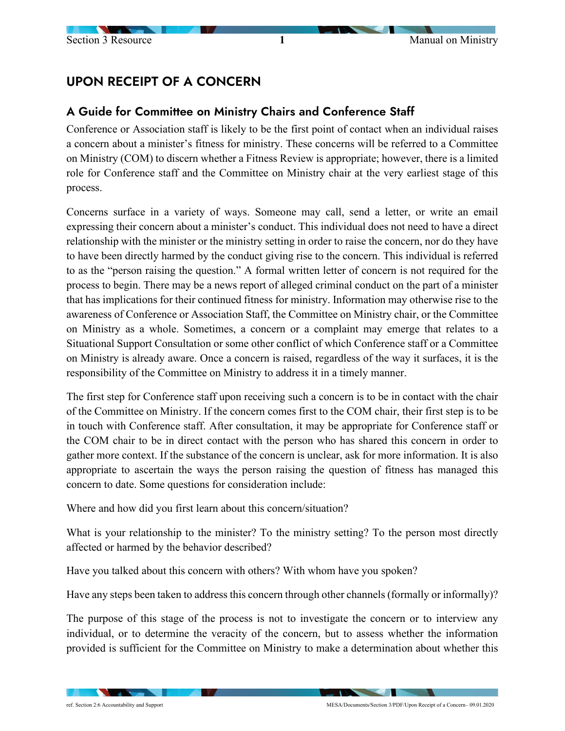# UPON RECEIPT OF A CONCERN

## A Guide for Committee on Ministry Chairs and Conference Staff

Conference or Association staff is likely to be the first point of contact when an individual raises a concern about a minister's fitness for ministry. These concerns will be referred to a Committee on Ministry (COM) to discern whether a Fitness Review is appropriate; however, there is a limited role for Conference staff and the Committee on Ministry chair at the very earliest stage of this process.

Concerns surface in a variety of ways. Someone may call, send a letter, or write an email expressing their concern about a minister's conduct. This individual does not need to have a direct relationship with the minister or the ministry setting in order to raise the concern, nor do they have to have been directly harmed by the conduct giving rise to the concern. This individual is referred to as the "person raising the question." A formal written letter of concern is not required for the process to begin. There may be a news report of alleged criminal conduct on the part of a minister that has implications for their continued fitness for ministry. Information may otherwise rise to the awareness of Conference or Association Staff, the Committee on Ministry chair, or the Committee on Ministry as a whole. Sometimes, a concern or a complaint may emerge that relates to a Situational Support Consultation or some other conflict of which Conference staff or a Committee on Ministry is already aware. Once a concern is raised, regardless of the way it surfaces, it is the responsibility of the Committee on Ministry to address it in a timely manner.

The first step for Conference staff upon receiving such a concern is to be in contact with the chair of the Committee on Ministry. If the concern comes first to the COM chair, their first step is to be in touch with Conference staff. After consultation, it may be appropriate for Conference staff or the COM chair to be in direct contact with the person who has shared this concern in order to gather more context. If the substance of the concern is unclear, ask for more information. It is also appropriate to ascertain the ways the person raising the question of fitness has managed this concern to date. Some questions for consideration include:

Where and how did you first learn about this concern/situation?

What is your relationship to the minister? To the ministry setting? To the person most directly affected or harmed by the behavior described?

Have you talked about this concern with others? With whom have you spoken?

Have any steps been taken to address this concern through other channels (formally or informally)?

The purpose of this stage of the process is not to investigate the concern or to interview any individual, or to determine the veracity of the concern, but to assess whether the information provided is sufficient for the Committee on Ministry to make a determination about whether this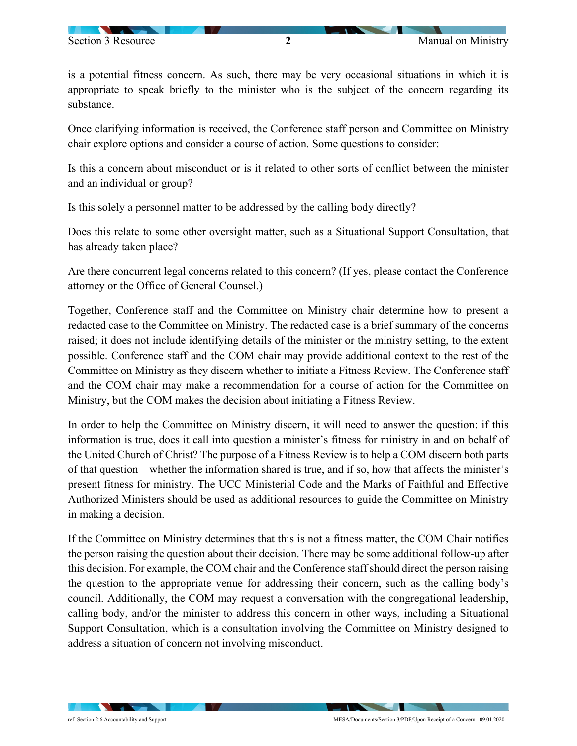is a potential fitness concern. As such, there may be very occasional situations in which it is appropriate to speak briefly to the minister who is the subject of the concern regarding its substance.

Once clarifying information is received, the Conference staff person and Committee on Ministry chair explore options and consider a course of action. Some questions to consider:

Is this a concern about misconduct or is it related to other sorts of conflict between the minister and an individual or group?

Is this solely a personnel matter to be addressed by the calling body directly?

Does this relate to some other oversight matter, such as a Situational Support Consultation, that has already taken place?

Are there concurrent legal concerns related to this concern? (If yes, please contact the Conference attorney or the Office of General Counsel.)

Together, Conference staff and the Committee on Ministry chair determine how to present a redacted case to the Committee on Ministry. The redacted case is a brief summary of the concerns raised; it does not include identifying details of the minister or the ministry setting, to the extent possible. Conference staff and the COM chair may provide additional context to the rest of the Committee on Ministry as they discern whether to initiate a Fitness Review. The Conference staff and the COM chair may make a recommendation for a course of action for the Committee on Ministry, but the COM makes the decision about initiating a Fitness Review.

In order to help the Committee on Ministry discern, it will need to answer the question: if this information is true, does it call into question a minister's fitness for ministry in and on behalf of the United Church of Christ? The purpose of a Fitness Review is to help a COM discern both parts of that question – whether the information shared is true, and if so, how that affects the minister's present fitness for ministry. The UCC Ministerial Code and the Marks of Faithful and Effective Authorized Ministers should be used as additional resources to guide the Committee on Ministry in making a decision.

If the Committee on Ministry determines that this is not a fitness matter, the COM Chair notifies the person raising the question about their decision. There may be some additional follow-up after this decision. For example, the COM chair and the Conference staff should direct the person raising the question to the appropriate venue for addressing their concern, such as the calling body's council. Additionally, the COM may request a conversation with the congregational leadership, calling body, and/or the minister to address this concern in other ways, including a Situational Support Consultation, which is a consultation involving the Committee on Ministry designed to address a situation of concern not involving misconduct.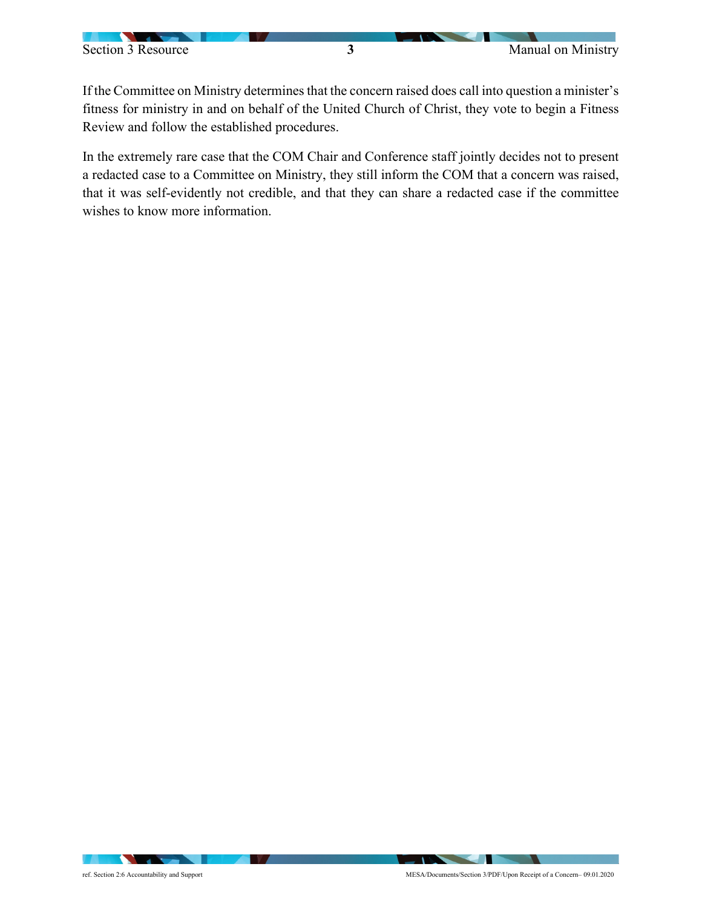If the Committee on Ministry determines that the concern raised does call into question a minister's fitness for ministry in and on behalf of the United Church of Christ, they vote to begin a Fitness Review and follow the established procedures.

In the extremely rare case that the COM Chair and Conference staff jointly decides not to present a redacted case to a Committee on Ministry, they still inform the COM that a concern was raised, that it was self-evidently not credible, and that they can share a redacted case if the committee wishes to know more information.